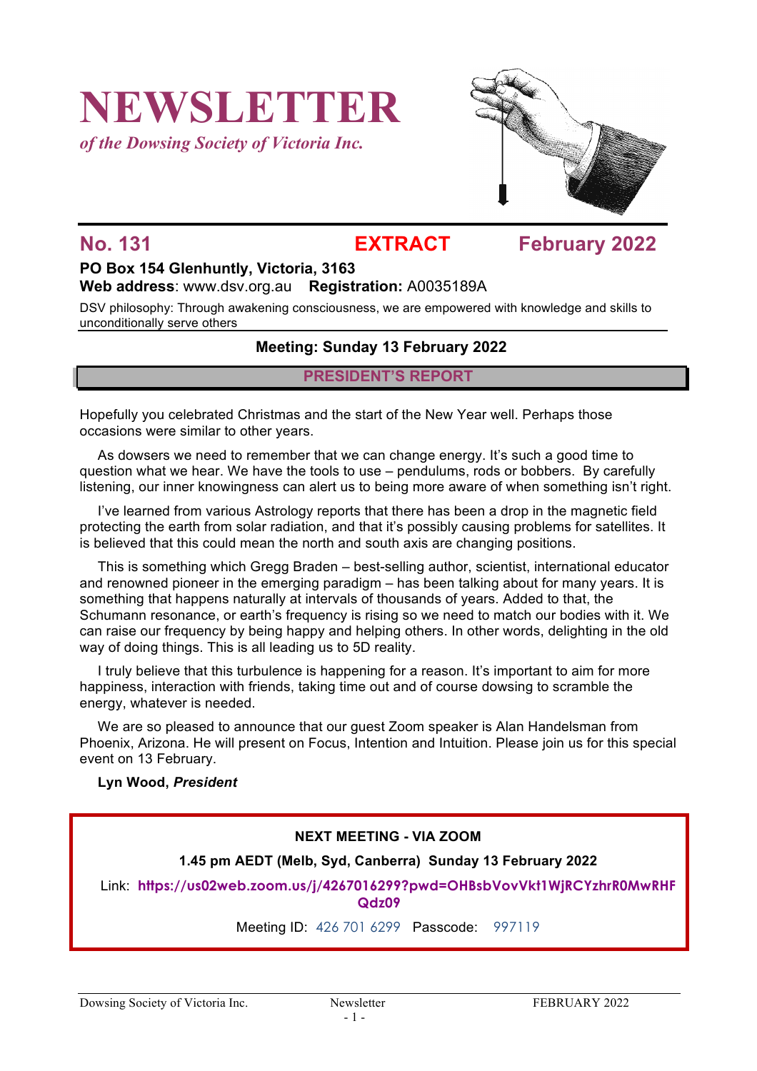# NEWSLETTER

*of the Dowsing Society of Victoria Inc.*

## No. 131 EXTRACT February 2022

**PO Box 154 Glenhuntly, Victoria, 3163**

**Web address**: www.dsv.org.au **Registration:** A0035189A

DSV philosophy: Through awakening consciousness, we are empowered with knowledge and skills to unconditionally serve others

### Meeting: Sunday 13 February 2022

## PRESIDENT'S REPORT

Hopefully you celebrated Christmas and the start of the New Year well. Perhaps those occasions were similar to other years.

As dowsers we need to remember that we can change energy. It's such a good time to question what we hear. We have the tools to use – pendulums, rods or bobbers. By carefully listening, our inner knowingness can alert us to being more aware of when something isn't right.

I've learned from various Astrology reports that there has been a drop in the magnetic field protecting the earth from solar radiation, and that it's possibly causing problems for satellites. It is believed that this could mean the north and south axis are changing positions.

This is something which Gregg Braden – best-selling author, scientist, international educator and renowned pioneer in the emerging paradigm – has been talking about for many years. It is something that happens naturally at intervals of thousands of years. Added to that, the Schumann resonance, or earth's frequency is rising so we need to match our bodies with it. We can raise our frequency by being happy and helping others. In other words, delighting in the old way of doing things. This is all leading us to 5D reality.

I truly believe that this turbulence is happening for a reason. It's important to aim for more happiness, interaction with friends, taking time out and of course dowsing to scramble the energy, whatever is needed.

We are so pleased to announce that our guest Zoom speaker is Alan Handelsman from Phoenix, Arizona. He will present on Focus, Intention and Intuition. Please join us for this special event on 13 February.

**Lyn Wood,** ***President***

**NEXT MEETING - VIA ZOOM**

**1.45 pm AEDT (Melb, Syd, Canberra) Sunday 13 February 2022**

Link: **https://us02web.zoom.us/j/4267016299?pwd=OHBsbVovVkt1WjRCYzhrR0MwRHFQdz09**

Meeting ID: 426 701 6299 Passcode: 997119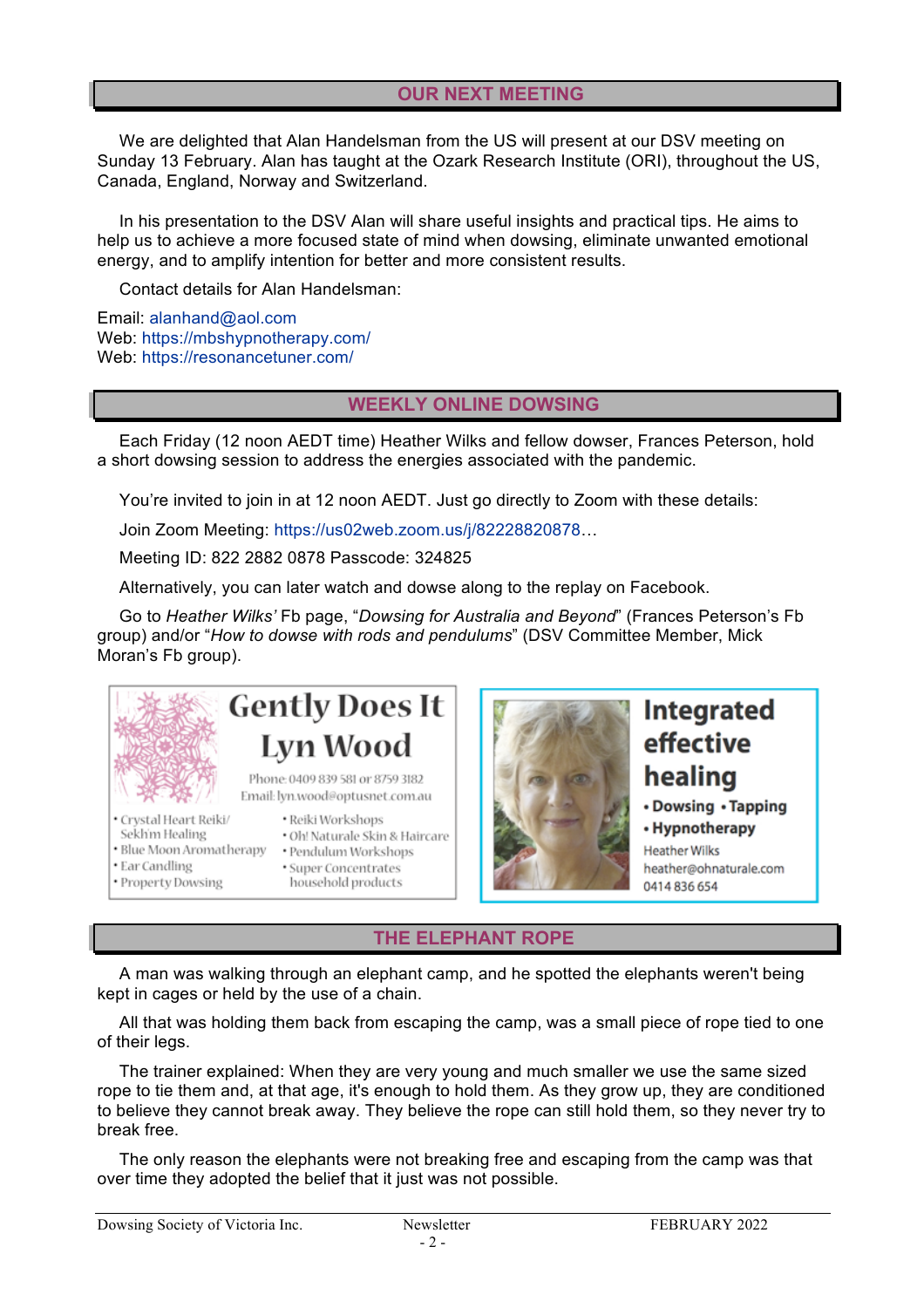## OUR NEXT MEETING

We are delighted that Alan Handelsman from the US will present at our DSV meeting on Sunday 13 February. Alan has taught at the Ozark Research Institute (ORI), throughout the US, Canada, England, Norway and Switzerland.

In his presentation to the DSV Alan will share useful insights and practical tips. He aims to help us to achieve a more focused state of mind when dowsing, eliminate unwanted emotional energy, and to amplify intention for better and more consistent results.

Contact details for Alan Handelsman:

Email: alanhand@aol.com
Web: https://mbshypnotherapy.com/
Web: https://resonancetuner.com/

## WEEKLY ONLINE DOWSING

Each Friday (12 noon AEDT time) Heather Wilks and fellow dowser, Frances Peterson, hold a short dowsing session to address the energies associated with the pandemic.

You're invited to join in at 12 noon AEDT. Just go directly to Zoom with these details:

Join Zoom Meeting: https://us02web.zoom.us/j/82228820878…

Meeting ID: 822 2882 0878 Passcode: 324825

Alternatively, you can later watch and dowse along to the replay on Facebook.

Go to *Heather Wilks'* Fb page, "*Dowsing for Australia and Beyond*" (Frances Peterson's Fb group) and/or "*How to dowse with rods and pendulums*" (DSV Committee Member, Mick Moran's Fb group).

**Gently Does It**
**Lyn Wood**
Phone: 0409 839 581 or 8759 3182
Email: lyn.wood@optusnet.com.au

- Crystal Heart Reiki/ Sekhim Healing
- Blue Moon Aromatherapy
- Ear Candling
- Property Dowsing
- Reiki Workshops
- Oh! Naturale Skin & Haircare
- Pendulum Workshops
- Super Concentrates household products

**Integrated effective healing**
- **Dowsing** • **Tapping**
- **Hypnotherapy**

Heather Wilks
heather@ohnaturale.com
0414 836 654

## THE ELEPHANT ROPE

A man was walking through an elephant camp, and he spotted the elephants weren't being kept in cages or held by the use of a chain.

All that was holding them back from escaping the camp, was a small piece of rope tied to one of their legs.

The trainer explained: When they are very young and much smaller we use the same sized rope to tie them and, at that age, it's enough to hold them. As they grow up, they are conditioned to believe they cannot break away. They believe the rope can still hold them, so they never try to break free.

The only reason the elephants were not breaking free and escaping from the camp was that over time they adopted the belief that it just was not possible.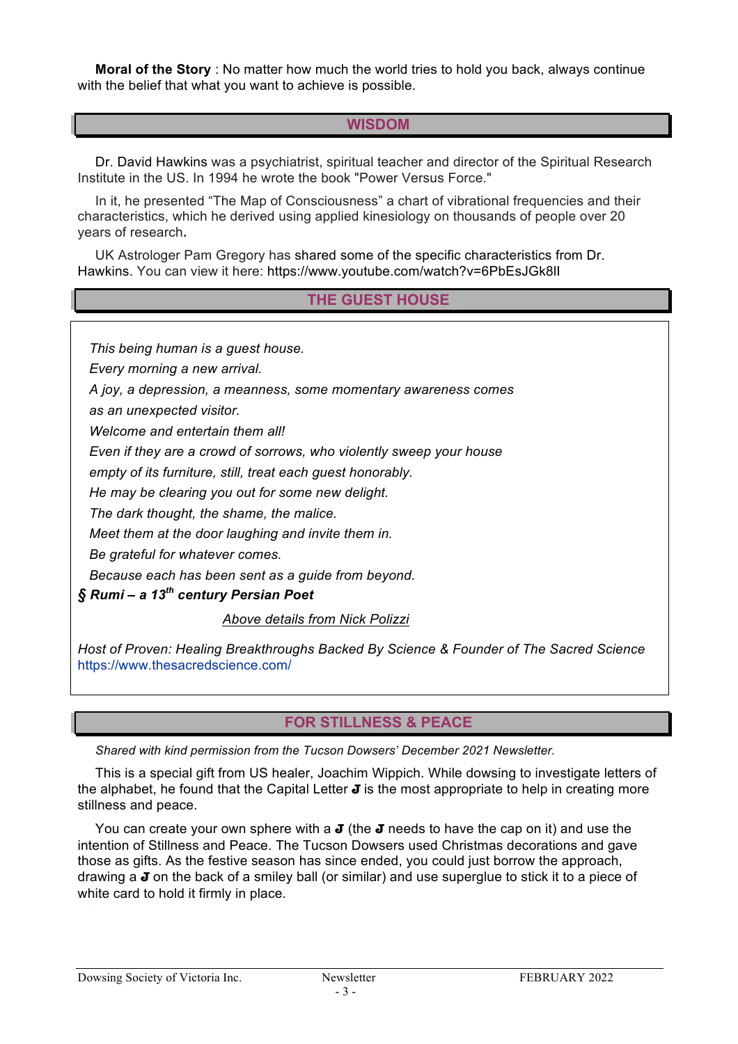**Moral of the Story** : No matter how much the world tries to hold you back, always continue with the belief that what you want to achieve is possible.

## WISDOM

Dr. David Hawkins was a psychiatrist, spiritual teacher and director of the Spiritual Research Institute in the US. In 1994 he wrote the book "Power Versus Force."

In it, he presented "The Map of Consciousness" a chart of vibrational frequencies and their characteristics, which he derived using applied kinesiology on thousands of people over 20 years of research**.**

UK Astrologer Pam Gregory has shared some of the specific characteristics from Dr. Hawkins. You can view it here: https://www.youtube.com/watch?v=6PbEsJGk8lI

## THE GUEST HOUSE

*This being human is a guest house.*

*Every morning a new arrival.*

*A joy, a depression, a meanness, some momentary awareness comes*

*as an unexpected visitor.*

*Welcome and entertain them all!*

*Even if they are a crowd of sorrows, who violently sweep your house*

*empty of its furniture, still, treat each guest honorably.*

*He may be clearing you out for some new delight.*

*The dark thought, the shame, the malice.*

*Meet them at the door laughing and invite them in.*

*Be grateful for whatever comes.*

*Because each has been sent as a guide from beyond.*

***§ Rumi – a 13th century Persian Poet***

*Above details from Nick Polizzi*

*Host of Proven: Healing Breakthroughs Backed By Science & Founder of The Sacred Science*
https://www.thesacredscience.com/

## FOR STILLNESS & PEACE

*Shared with kind permission from the Tucson Dowsers' December 2021 Newsletter.*

This is a special gift from US healer, Joachim Wippich. While dowsing to investigate letters of the alphabet, he found that the Capital Letter **J** is the most appropriate to help in creating more stillness and peace.

You can create your own sphere with a **J** (the **J** needs to have the cap on it) and use the intention of Stillness and Peace. The Tucson Dowsers used Christmas decorations and gave those as gifts. As the festive season has since ended, you could just borrow the approach, drawing a **J** on the back of a smiley ball (or similar) and use superglue to stick it to a piece of white card to hold it firmly in place.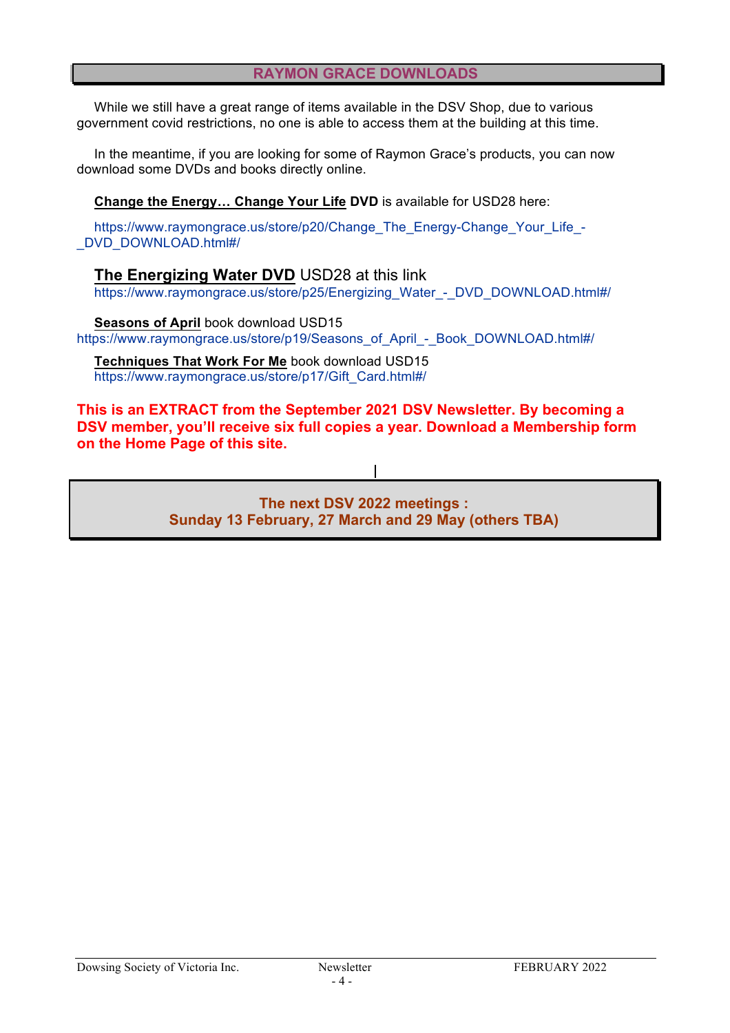## RAYMON GRACE DOWNLOADS

While we still have a great range of items available in the DSV Shop, due to various government covid restrictions, no one is able to access them at the building at this time.

In the meantime, if you are looking for some of Raymon Grace's products, you can now download some DVDs and books directly online.

**Change the Energy… Change Your Life DVD** is available for USD28 here:

https://www.raymongrace.us/store/p20/Change_The_Energy-Change_Your_Life_-_DVD_DOWNLOAD.html#/

**The Energizing Water DVD** USD28 at this link
https://www.raymongrace.us/store/p25/Energizing_Water_-_DVD_DOWNLOAD.html#/

**Seasons of April** book download USD15
https://www.raymongrace.us/store/p19/Seasons_of_April_-_Book_DOWNLOAD.html#/

**Techniques That Work For Me** book download USD15
https://www.raymongrace.us/store/p17/Gift_Card.html#/

**This is an EXTRACT from the September 2021 DSV Newsletter. By becoming a DSV member, you'll receive six full copies a year. Download a Membership form on the Home Page of this site.**

**The next DSV 2022 meetings :**
**Sunday 13 February, 27 March and 29 May (others TBA)**